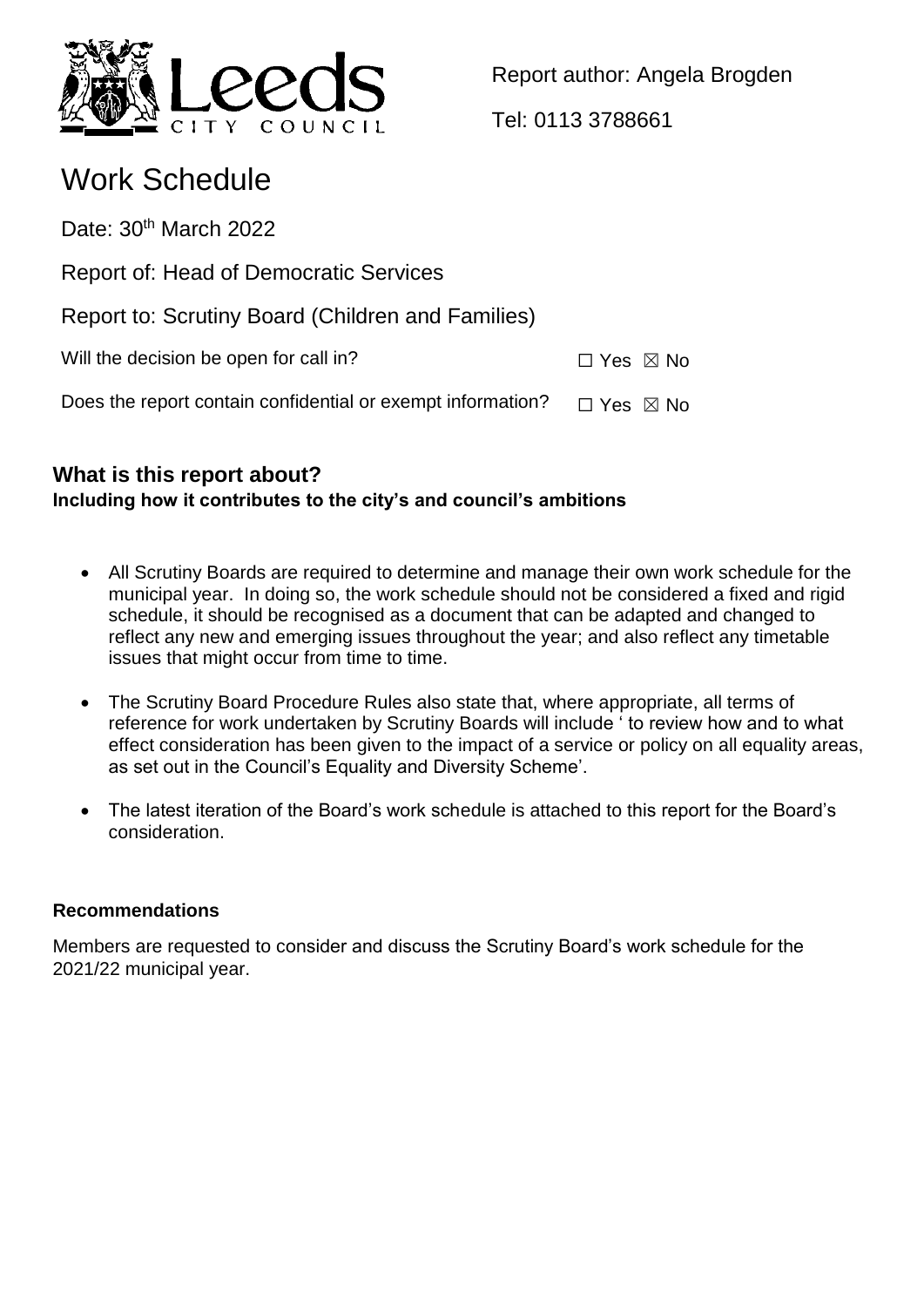Report author: Angela Brogden

Tel: 0113 3788661

# Work Schedule

Date: 30th March 2022

Report of: Head of Democratic Services

Report to: Scrutiny Board (Children and Families)

Will the decision be open for call in? ☐ Yes ☒ No

Does the report contain confidential or exempt information? ☐ Yes ☒ No

## What is this report about?

**Including how it contributes to the city's and council's ambitions**

- All Scrutiny Boards are required to determine and manage their own work schedule for the municipal year. In doing so, the work schedule should not be considered a fixed and rigid schedule, it should be recognised as a document that can be adapted and changed to reflect any new and emerging issues throughout the year; and also reflect any timetable issues that might occur from time to time.
- The Scrutiny Board Procedure Rules also state that, where appropriate, all terms of reference for work undertaken by Scrutiny Boards will include ' to review how and to what effect consideration has been given to the impact of a service or policy on all equality areas, as set out in the Council's Equality and Diversity Scheme'.
- The latest iteration of the Board's work schedule is attached to this report for the Board's consideration.

### Recommendations

Members are requested to consider and discuss the Scrutiny Board's work schedule for the 2021/22 municipal year.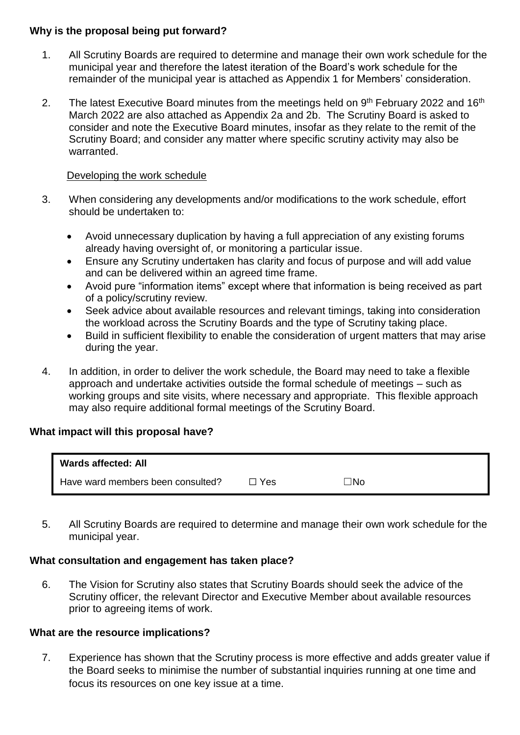**Why is the proposal being put forward?**

1. All Scrutiny Boards are required to determine and manage their own work schedule for the municipal year and therefore the latest iteration of the Board's work schedule for the remainder of the municipal year is attached as Appendix 1 for Members' consideration.

2. The latest Executive Board minutes from the meetings held on 9th February 2022 and 16th March 2022 are also attached as Appendix 2a and 2b. The Scrutiny Board is asked to consider and note the Executive Board minutes, insofar as they relate to the remit of the Scrutiny Board; and consider any matter where specific scrutiny activity may also be warranted.

Developing the work schedule

3. When considering any developments and/or modifications to the work schedule, effort should be undertaken to:

   - Avoid unnecessary duplication by having a full appreciation of any existing forums already having oversight of, or monitoring a particular issue.
   - Ensure any Scrutiny undertaken has clarity and focus of purpose and will add value and can be delivered within an agreed time frame.
   - Avoid pure "information items" except where that information is being received as part of a policy/scrutiny review.
   - Seek advice about available resources and relevant timings, taking into consideration the workload across the Scrutiny Boards and the type of Scrutiny taking place.
   - Build in sufficient flexibility to enable the consideration of urgent matters that may arise during the year.

4. In addition, in order to deliver the work schedule, the Board may need to take a flexible approach and undertake activities outside the formal schedule of meetings – such as working groups and site visits, where necessary and appropriate. This flexible approach may also require additional formal meetings of the Scrutiny Board.

**What impact will this proposal have?**

| **Wards affected: All** | | |
|---|---|---|
| Have ward members been consulted? | ☐ Yes | ☐No |

5. All Scrutiny Boards are required to determine and manage their own work schedule for the municipal year.

**What consultation and engagement has taken place?**

6. The Vision for Scrutiny also states that Scrutiny Boards should seek the advice of the Scrutiny officer, the relevant Director and Executive Member about available resources prior to agreeing items of work.

**What are the resource implications?**

7. Experience has shown that the Scrutiny process is more effective and adds greater value if the Board seeks to minimise the number of substantial inquiries running at one time and focus its resources on one key issue at a time.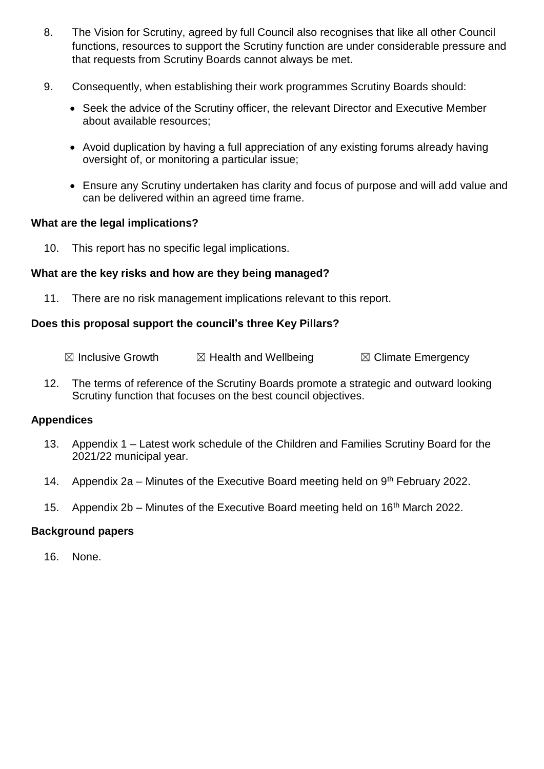8. The Vision for Scrutiny, agreed by full Council also recognises that like all other Council functions, resources to support the Scrutiny function are under considerable pressure and that requests from Scrutiny Boards cannot always be met.

9. Consequently, when establishing their work programmes Scrutiny Boards should:

   - Seek the advice of the Scrutiny officer, the relevant Director and Executive Member about available resources;

   - Avoid duplication by having a full appreciation of any existing forums already having oversight of, or monitoring a particular issue;

   - Ensure any Scrutiny undertaken has clarity and focus of purpose and will add value and can be delivered within an agreed time frame.

**What are the legal implications?**

10. This report has no specific legal implications.

**What are the key risks and how are they being managed?**

11. There are no risk management implications relevant to this report.

**Does this proposal support the council's three Key Pillars?**

☒ Inclusive Growth ☒ Health and Wellbeing ☒ Climate Emergency

12. The terms of reference of the Scrutiny Boards promote a strategic and outward looking Scrutiny function that focuses on the best council objectives.

**Appendices**

13. Appendix 1 – Latest work schedule of the Children and Families Scrutiny Board for the 2021/22 municipal year.

14. Appendix 2a – Minutes of the Executive Board meeting held on 9th February 2022.

15. Appendix 2b – Minutes of the Executive Board meeting held on 16th March 2022.

**Background papers**

16. None.